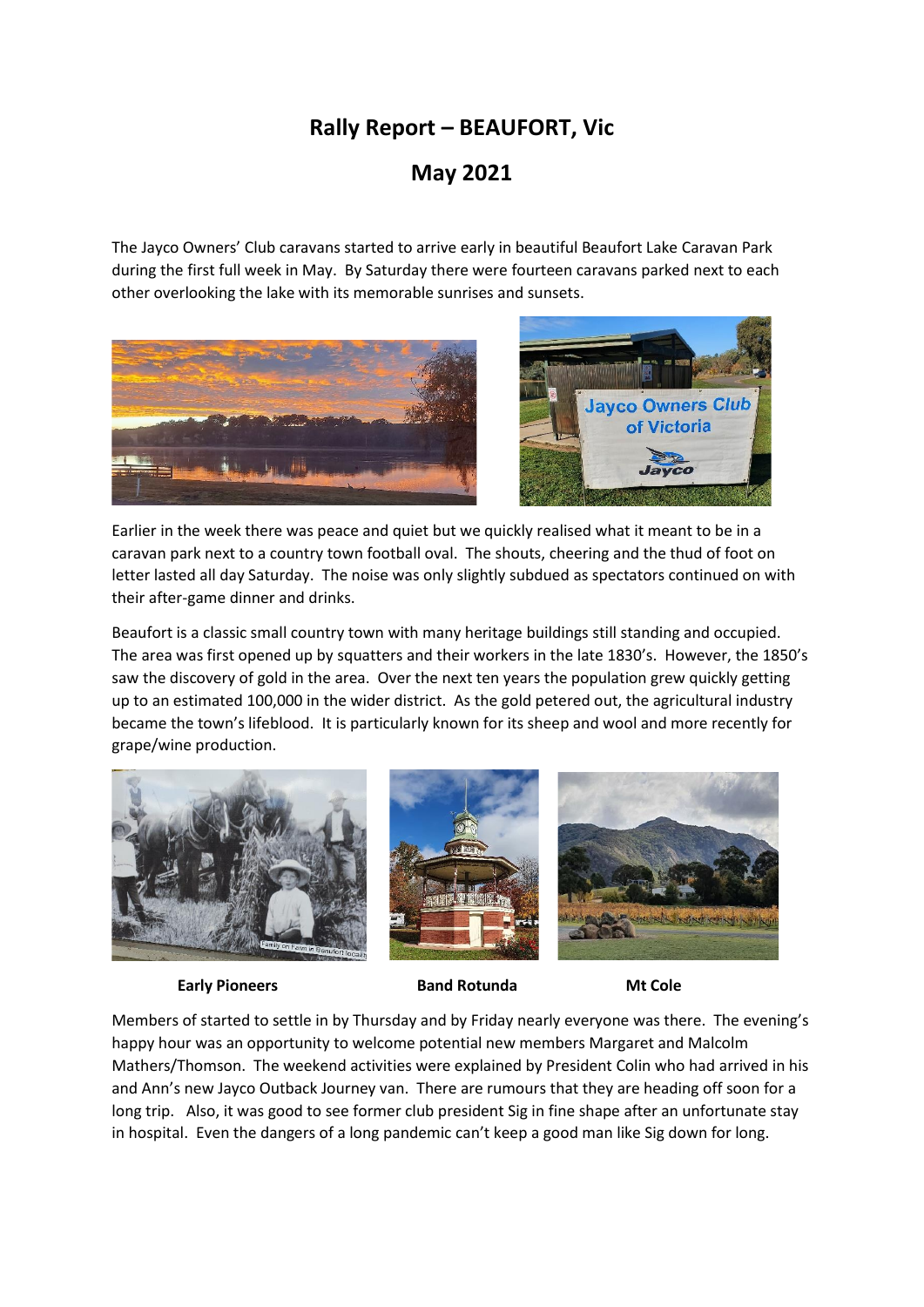# Rally Report – BEAUFORT, Vic

## May 2021

The Jayco Owners' Club caravans started to arrive early in beautiful Beaufort Lake Caravan Park during the first full week in May. By Saturday there were fourteen caravans parked next to each other overlooking the lake with its memorable sunrises and sunsets.

Earlier in the week there was peace and quiet but we quickly realised what it meant to be in a caravan park next to a country town football oval. The shouts, cheering and the thud of foot on letter lasted all day Saturday. The noise was only slightly subdued as spectators continued on with their after-game dinner and drinks.

Beaufort is a classic small country town with many heritage buildings still standing and occupied. The area was first opened up by squatters and their workers in the late 1830's. However, the 1850's saw the discovery of gold in the area. Over the next ten years the population grew quickly getting up to an estimated 100,000 in the wider district. As the gold petered out, the agricultural industry became the town's lifeblood. It is particularly known for its sheep and wool and more recently for grape/wine production.

**Early Pioneers** **Band Rotunda** **Mt Cole**

Members of started to settle in by Thursday and by Friday nearly everyone was there. The evening's happy hour was an opportunity to welcome potential new members Margaret and Malcolm Mathers/Thomson. The weekend activities were explained by President Colin who had arrived in his and Ann's new Jayco Outback Journey van. There are rumours that they are heading off soon for a long trip. Also, it was good to see former club president Sig in fine shape after an unfortunate stay in hospital. Even the dangers of a long pandemic can't keep a good man like Sig down for long.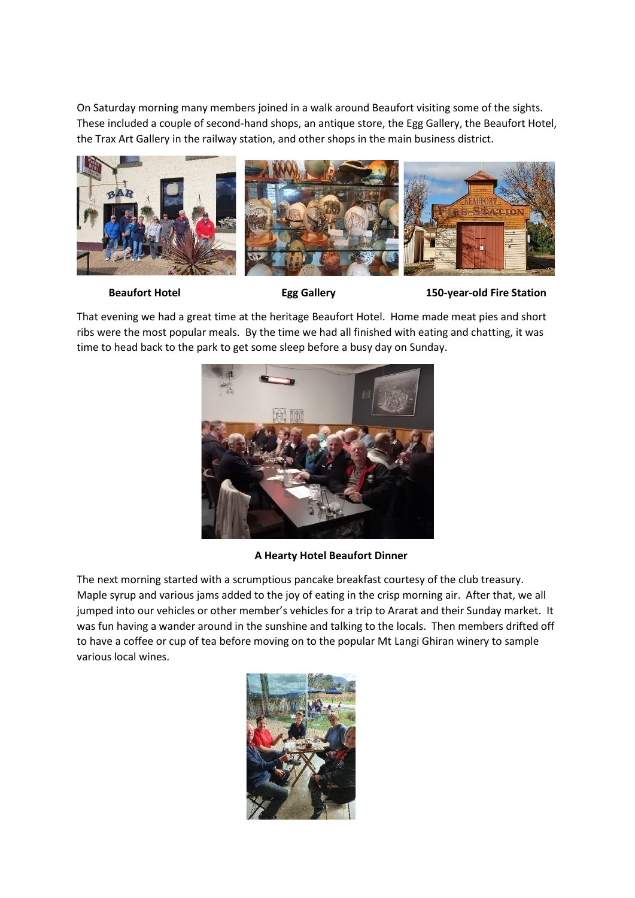On Saturday morning many members joined in a walk around Beaufort visiting some of the sights. These included a couple of second-hand shops, an antique store, the Egg Gallery, the Beaufort Hotel, the Trax Art Gallery in the railway station, and other shops in the main business district.

**Beaufort Hotel** **Egg Gallery** **150-year-old Fire Station**

That evening we had a great time at the heritage Beaufort Hotel. Home made meat pies and short ribs were the most popular meals. By the time we had all finished with eating and chatting, it was time to head back to the park to get some sleep before a busy day on Sunday.

**A Hearty Hotel Beaufort Dinner**

The next morning started with a scrumptious pancake breakfast courtesy of the club treasury. Maple syrup and various jams added to the joy of eating in the crisp morning air. After that, we all jumped into our vehicles or other member's vehicles for a trip to Ararat and their Sunday market. It was fun having a wander around in the sunshine and talking to the locals. Then members drifted off to have a coffee or cup of tea before moving on to the popular Mt Langi Ghiran winery to sample various local wines.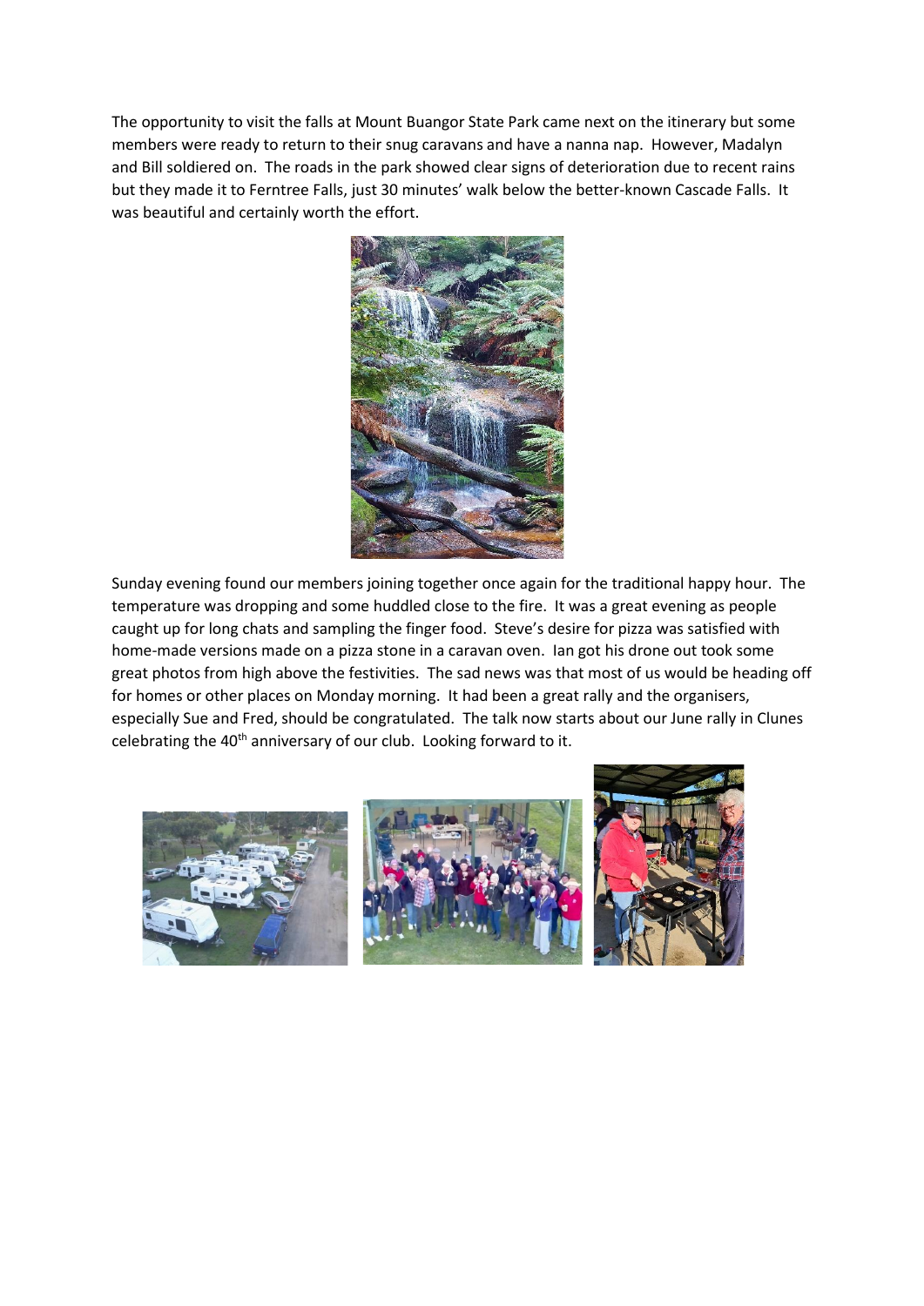The opportunity to visit the falls at Mount Buangor State Park came next on the itinerary but some members were ready to return to their snug caravans and have a nanna nap. However, Madalyn and Bill soldiered on. The roads in the park showed clear signs of deterioration due to recent rains but they made it to Ferntree Falls, just 30 minutes' walk below the better-known Cascade Falls. It was beautiful and certainly worth the effort.

Sunday evening found our members joining together once again for the traditional happy hour. The temperature was dropping and some huddled close to the fire. It was a great evening as people caught up for long chats and sampling the finger food. Steve's desire for pizza was satisfied with home-made versions made on a pizza stone in a caravan oven. Ian got his drone out took some great photos from high above the festivities. The sad news was that most of us would be heading off for homes or other places on Monday morning. It had been a great rally and the organisers, especially Sue and Fred, should be congratulated. The talk now starts about our June rally in Clunes celebrating the 40th anniversary of our club. Looking forward to it.